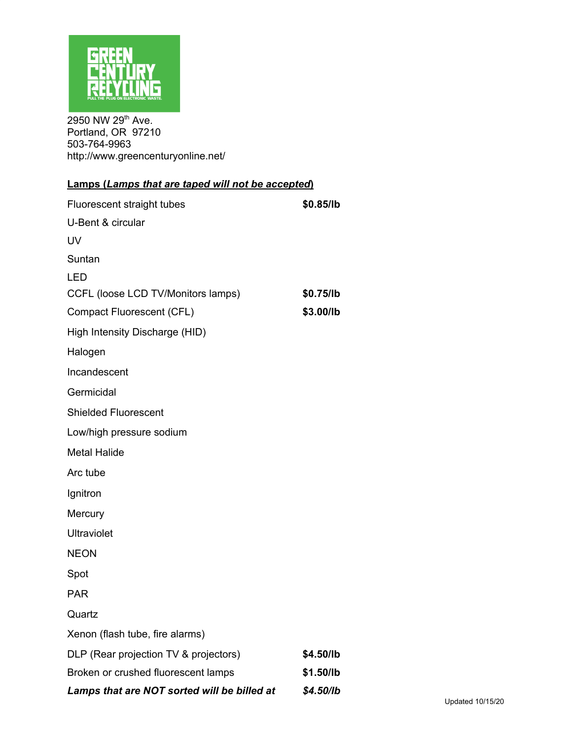2950 NW 29th Ave.
Portland, OR 97210
503-764-9963
http://www.greencenturyonline.net/

**Lamps (*Lamps that are taped will not be accepted*)**

| Item | Price |
|---|---|
| Fluorescent straight tubes | **$0.85/lb** |
| U-Bent & circular | |
| UV | |
| Suntan | |
| LED | |
| CCFL (loose LCD TV/Monitors lamps) | **$0.75/lb** |
| Compact Fluorescent (CFL) | **$3.00/lb** |
| High Intensity Discharge (HID) | |
| Halogen | |
| Incandescent | |
| Germicidal | |
| Shielded Fluorescent | |
| Low/high pressure sodium | |
| Metal Halide | |
| Arc tube | |
| Ignitron | |
| Mercury | |
| Ultraviolet | |
| NEON | |
| Spot | |
| PAR | |
| Quartz | |
| Xenon (flash tube, fire alarms) | |
| DLP (Rear projection TV & projectors) | **$4.50/lb** |
| Broken or crushed fluorescent lamps | **$1.50/lb** |
| ***Lamps that are NOT sorted will be billed at*** | ***$4.50/lb*** |

Updated 10/15/20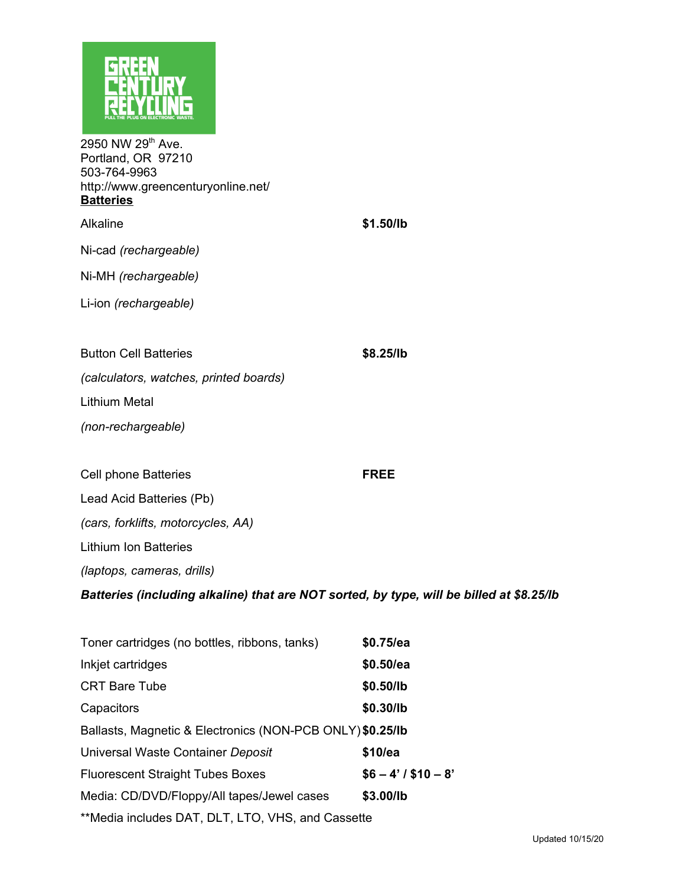GREEN CENTURY RECYCLING
PULL THE PLUG ON ELECTRONIC WASTE.

2950 NW 29th Ave.
Portland, OR 97210
503-764-9963
http://www.greencenturyonline.net/

**Batteries**

| | |
|---|---|
| Alkaline | **$1.50/lb** |
| Ni-cad *(rechargeable)* | |
| Ni-MH *(rechargeable)* | |
| Li-ion *(rechargeable)* | |
| | |
| Button Cell Batteries | **$8.25/lb** |
| *(calculators, watches, printed boards)* | |
| Lithium Metal | |
| *(non-rechargeable)* | |
| | |
| Cell phone Batteries | **FREE** |
| Lead Acid Batteries (Pb) | |
| *(cars, forklifts, motorcycles, AA)* | |
| Lithium Ion Batteries | |
| *(laptops, cameras, drills)* | |

***Batteries (including alkaline) that are NOT sorted, by type, will be billed at $8.25/lb***

| | |
|---|---|
| Toner cartridges (no bottles, ribbons, tanks) | **$0.75/ea** |
| Inkjet cartridges | **$0.50/ea** |
| CRT Bare Tube | **$0.50/lb** |
| Capacitors | **$0.30/lb** |
| Ballasts, Magnetic & Electronics (NON-PCB ONLY) | **$0.25/lb** |
| Universal Waste Container *Deposit* | **$10/ea** |
| Fluorescent Straight Tubes Boxes | **$6 – 4' / $10 – 8'** |
| Media: CD/DVD/Floppy/All tapes/Jewel cases | **$3.00/lb** |

**Media includes DAT, DLT, LTO, VHS, and Cassette

Updated 10/15/20